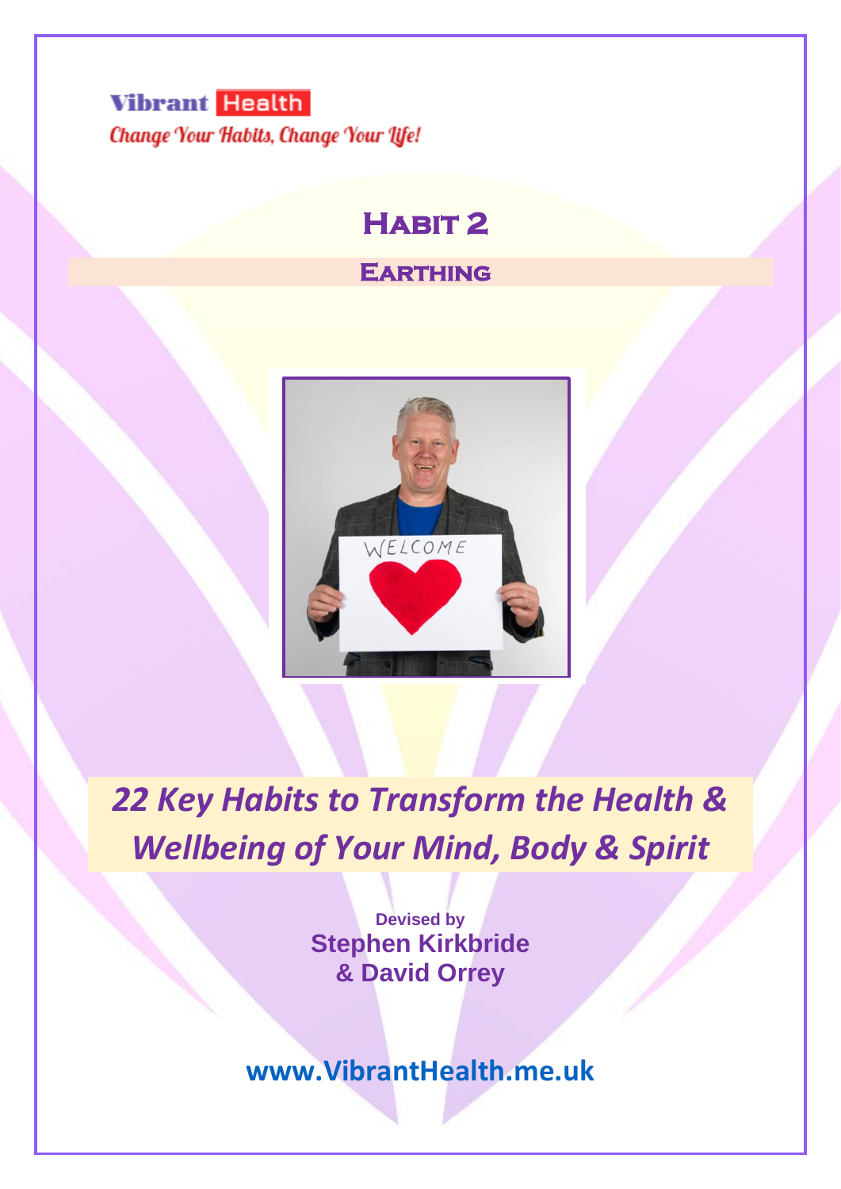Vibrant Health

*Change Your Habits, Change Your Life!*

# Habit 2

## Earthing

*22 Key Habits to Transform the Health & Wellbeing of Your Mind, Body & Spirit*

**Devised by**
**Stephen Kirkbride**
**& David Orrey**

**www.VibrantHealth.me.uk**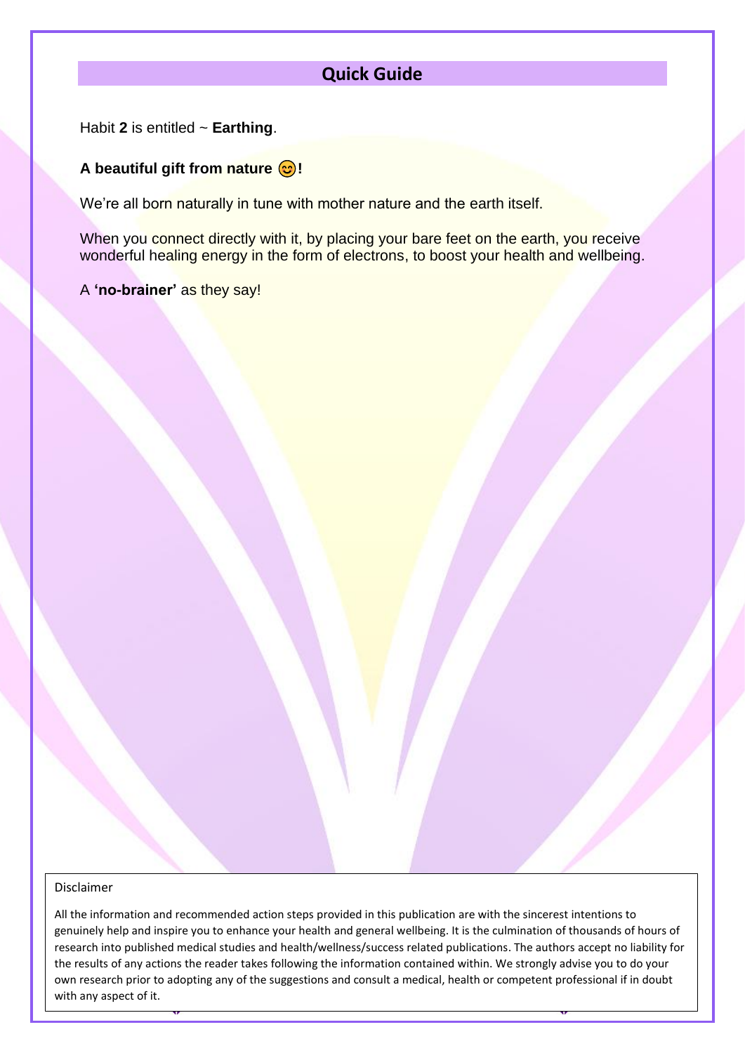## Quick Guide

Habit **2** is entitled ~ **Earthing**.

**A beautiful gift from nature 😊!**

We're all born naturally in tune with mother nature and the earth itself.

When you connect directly with it, by placing your bare feet on the earth, you receive wonderful healing energy in the form of electrons, to boost your health and wellbeing.

A **'no-brainer'** as they say!

Disclaimer

All the information and recommended action steps provided in this publication are with the sincerest intentions to genuinely help and inspire you to enhance your health and general wellbeing. It is the culmination of thousands of hours of research into published medical studies and health/wellness/success related publications. The authors accept no liability for the results of any actions the reader takes following the information contained within. We strongly advise you to do your own research prior to adopting any of the suggestions and consult a medical, health or competent professional if in doubt with any aspect of it.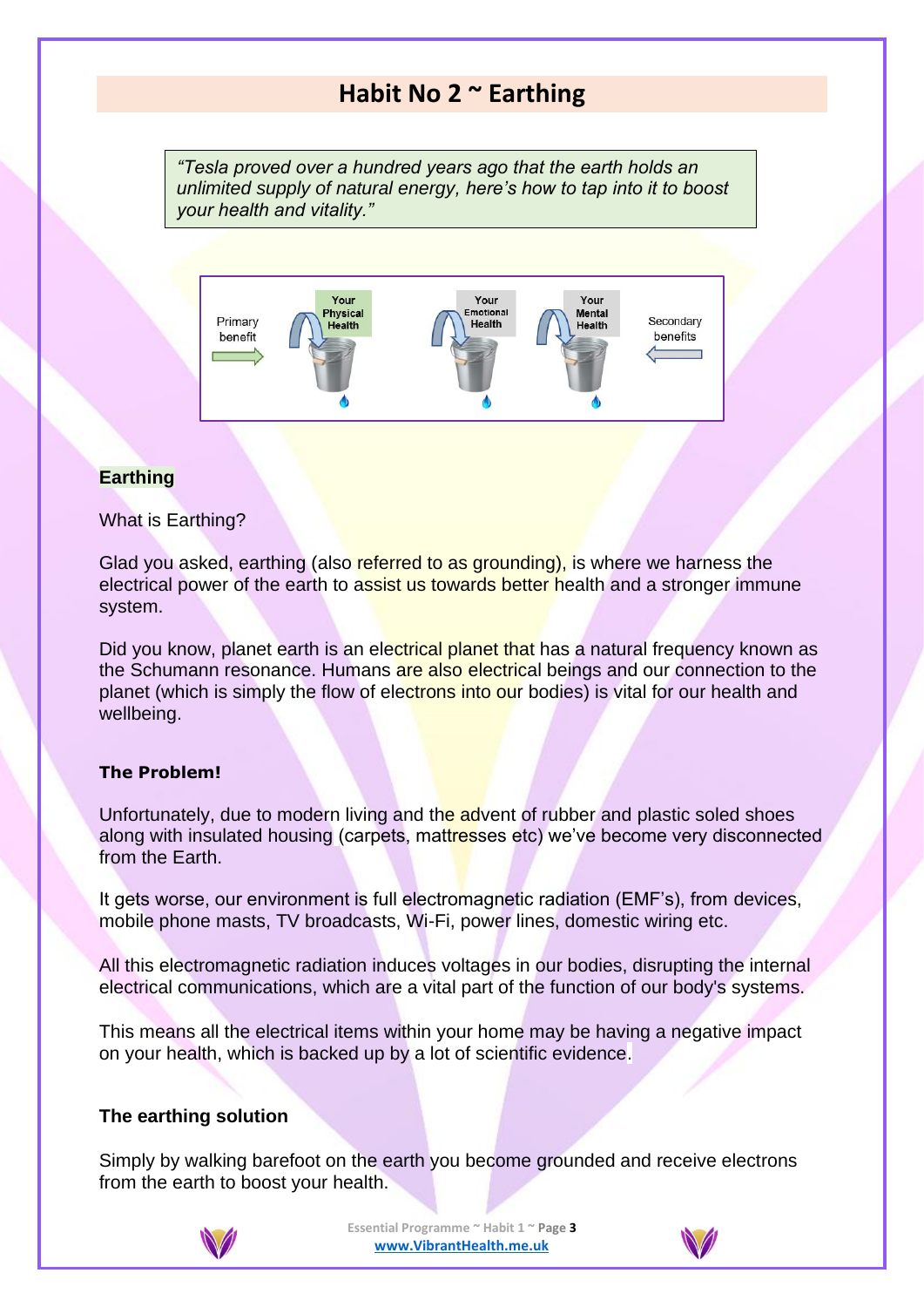# Habit No 2 ~ Earthing

> *"Tesla proved over a hundred years ago that the earth holds an unlimited supply of natural energy, here's how to tap into it to boost your health and vitality."*

Primary benefit → Your Physical Health | Your Emotional Health | Your Mental Health ← Secondary benefits

## Earthing

What is Earthing?

Glad you asked, earthing (also referred to as grounding), is where we harness the electrical power of the earth to assist us towards better health and a stronger immune system.

Did you know, planet earth is an electrical planet that has a natural frequency known as the Schumann resonance. Humans are also electrical beings and our connection to the planet (which is simply the flow of electrons into our bodies) is vital for our health and wellbeing.

### The Problem!

Unfortunately, due to modern living and the advent of rubber and plastic soled shoes along with insulated housing (carpets, mattresses etc) we've become very disconnected from the Earth.

It gets worse, our environment is full electromagnetic radiation (EMF's), from devices, mobile phone masts, TV broadcasts, Wi-Fi, power lines, domestic wiring etc.

All this electromagnetic radiation induces voltages in our bodies, disrupting the internal electrical communications, which are a vital part of the function of our body's systems.

This means all the electrical items within your home may be having a negative impact on your health, which is backed up by a lot of scientific evidence.

### The earthing solution

Simply by walking barefoot on the earth you become grounded and receive electrons from the earth to boost your health.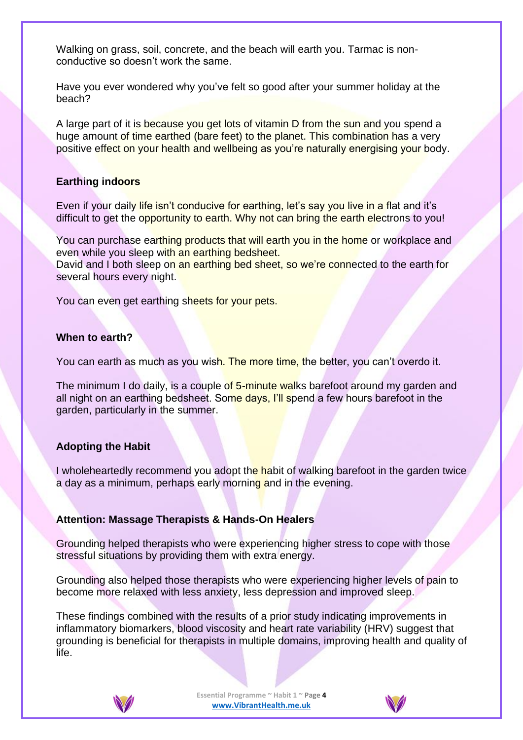Walking on grass, soil, concrete, and the beach will earth you. Tarmac is non-conductive so doesn't work the same.

Have you ever wondered why you've felt so good after your summer holiday at the beach?

A large part of it is because you get lots of vitamin D from the sun and you spend a huge amount of time earthed (bare feet) to the planet. This combination has a very positive effect on your health and wellbeing as you're naturally energising your body.

**Earthing indoors**

Even if your daily life isn't conducive for earthing, let's say you live in a flat and it's difficult to get the opportunity to earth. Why not can bring the earth electrons to you!

You can purchase earthing products that will earth you in the home or workplace and even while you sleep with an earthing bedsheet.
David and I both sleep on an earthing bed sheet, so we're connected to the earth for several hours every night.

You can even get earthing sheets for your pets.

**When to earth?**

You can earth as much as you wish. The more time, the better, you can't overdo it.

The minimum I do daily, is a couple of 5-minute walks barefoot around my garden and all night on an earthing bedsheet. Some days, I'll spend a few hours barefoot in the garden, particularly in the summer.

**Adopting the Habit**

I wholeheartedly recommend you adopt the habit of walking barefoot in the garden twice a day as a minimum, perhaps early morning and in the evening.

**Attention: Massage Therapists & Hands-On Healers**

Grounding helped therapists who were experiencing higher stress to cope with those stressful situations by providing them with extra energy.

Grounding also helped those therapists who were experiencing higher levels of pain to become more relaxed with less anxiety, less depression and improved sleep.

These findings combined with the results of a prior study indicating improvements in inflammatory biomarkers, blood viscosity and heart rate variability (HRV) suggest that grounding is beneficial for therapists in multiple domains, improving health and quality of life.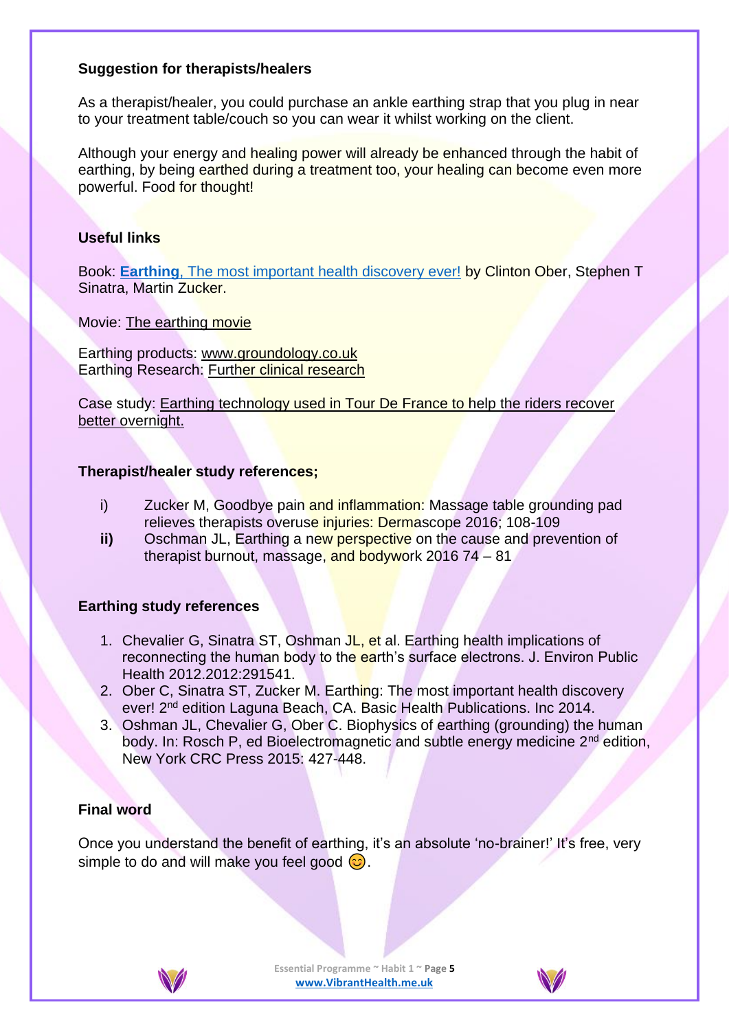**Suggestion for therapists/healers**

As a therapist/healer, you could purchase an ankle earthing strap that you plug in near to your treatment table/couch so you can wear it whilst working on the client.

Although your energy and healing power will already be enhanced through the habit of earthing, by being earthed during a treatment too, your healing can become even more powerful. Food for thought!

**Useful links**

Book: **Earthing**, The most important health discovery ever! by Clinton Ober, Stephen T Sinatra, Martin Zucker.

Movie: The earthing movie

Earthing products: www.groundology.co.uk
Earthing Research: Further clinical research

Case study: Earthing technology used in Tour De France to help the riders recover better overnight.

**Therapist/healer study references;**

i) Zucker M, Goodbye pain and inflammation: Massage table grounding pad relieves therapists overuse injuries: Dermascope 2016; 108-109

**ii)** Oschman JL, Earthing a new perspective on the cause and prevention of therapist burnout, massage, and bodywork 2016 74 – 81

**Earthing study references**

1. Chevalier G, Sinatra ST, Oshman JL, et al. Earthing health implications of reconnecting the human body to the earth's surface electrons. J. Environ Public Health 2012.2012:291541.
2. Ober C, Sinatra ST, Zucker M. Earthing: The most important health discovery ever! 2nd edition Laguna Beach, CA. Basic Health Publications. Inc 2014.
3. Oshman JL, Chevalier G, Ober C. Biophysics of earthing (grounding) the human body. In: Rosch P, ed Bioelectromagnetic and subtle energy medicine 2nd edition, New York CRC Press 2015: 427-448.

**Final word**

Once you understand the benefit of earthing, it's an absolute 'no-brainer!' It's free, very simple to do and will make you feel good 😊.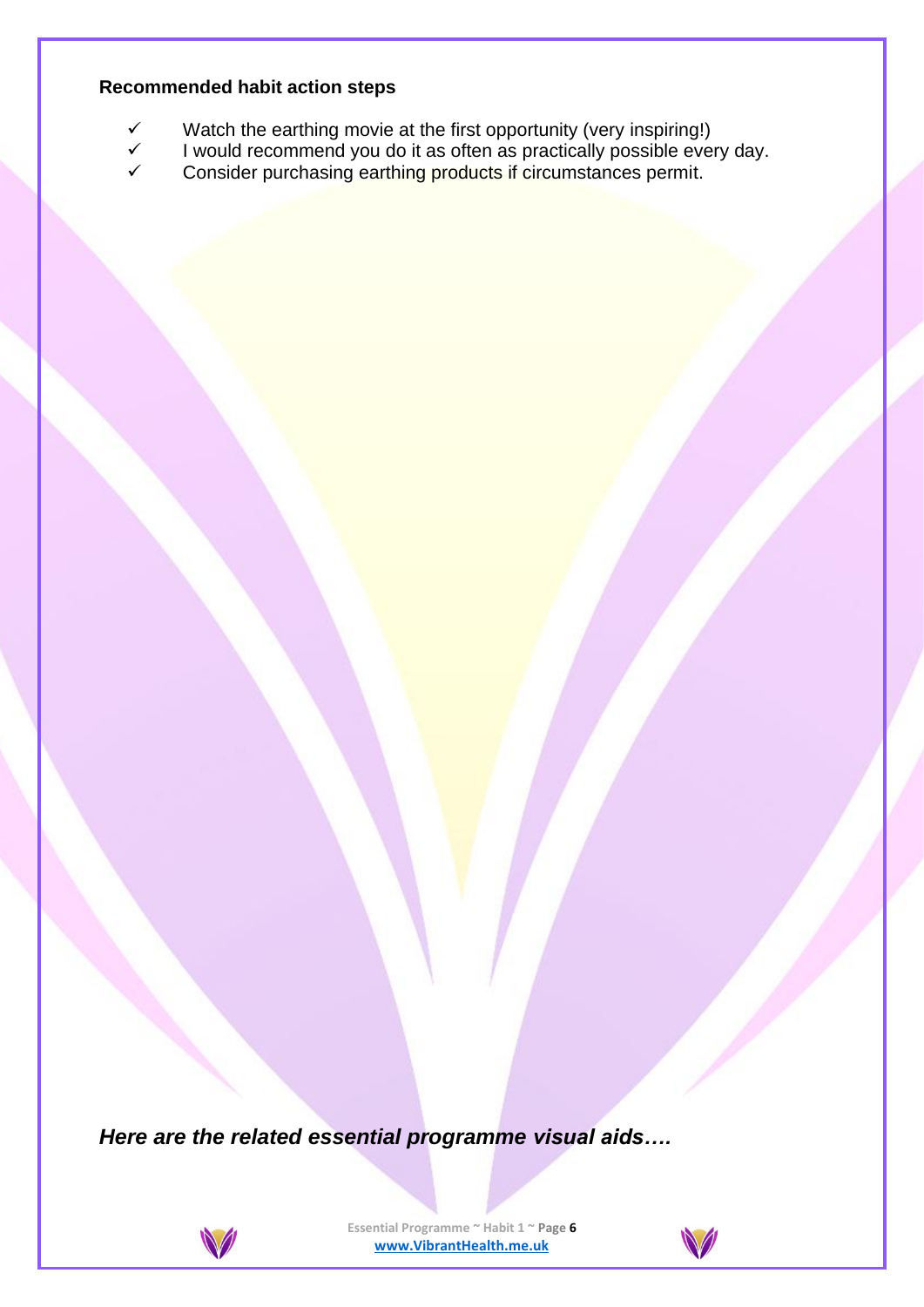**Recommended habit action steps**

- ✓ Watch the earthing movie at the first opportunity (very inspiring!)
- ✓ I would recommend you do it as often as practically possible every day.
- ✓ Consider purchasing earthing products if circumstances permit.

***Here are the related essential programme visual aids….***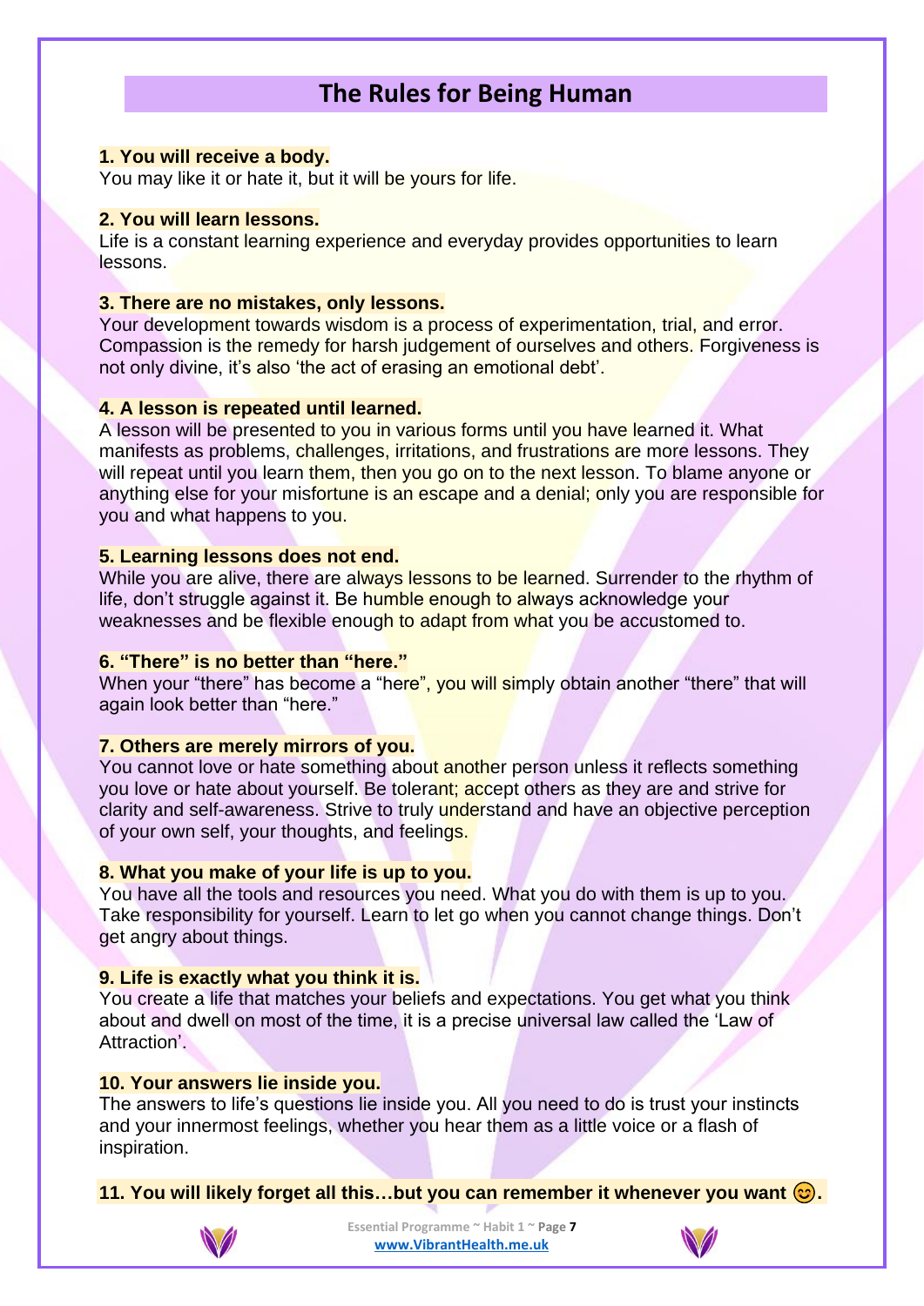# The Rules for Being Human

**1. You will receive a body.**
You may like it or hate it, but it will be yours for life.

**2. You will learn lessons.**
Life is a constant learning experience and everyday provides opportunities to learn lessons.

**3. There are no mistakes, only lessons.**
Your development towards wisdom is a process of experimentation, trial, and error. Compassion is the remedy for harsh judgement of ourselves and others. Forgiveness is not only divine, it's also 'the act of erasing an emotional debt'.

**4. A lesson is repeated until learned.**
A lesson will be presented to you in various forms until you have learned it. What manifests as problems, challenges, irritations, and frustrations are more lessons. They will repeat until you learn them, then you go on to the next lesson. To blame anyone or anything else for your misfortune is an escape and a denial; only you are responsible for you and what happens to you.

**5. Learning lessons does not end.**
While you are alive, there are always lessons to be learned. Surrender to the rhythm of life, don't struggle against it. Be humble enough to always acknowledge your weaknesses and be flexible enough to adapt from what you be accustomed to.

**6. "There" is no better than "here."**
When your "there" has become a "here", you will simply obtain another "there" that will again look better than "here."

**7. Others are merely mirrors of you.**
You cannot love or hate something about another person unless it reflects something you love or hate about yourself. Be tolerant; accept others as they are and strive for clarity and self-awareness. Strive to truly understand and have an objective perception of your own self, your thoughts, and feelings.

**8. What you make of your life is up to you.**
You have all the tools and resources you need. What you do with them is up to you. Take responsibility for yourself. Learn to let go when you cannot change things. Don't get angry about things.

**9. Life is exactly what you think it is.**
You create a life that matches your beliefs and expectations. You get what you think about and dwell on most of the time, it is a precise universal law called the 'Law of Attraction'.

**10. Your answers lie inside you.**
The answers to life's questions lie inside you. All you need to do is trust your instincts and your innermost feelings, whether you hear them as a little voice or a flash of inspiration.

**11. You will likely forget all this…but you can remember it whenever you want 😊.**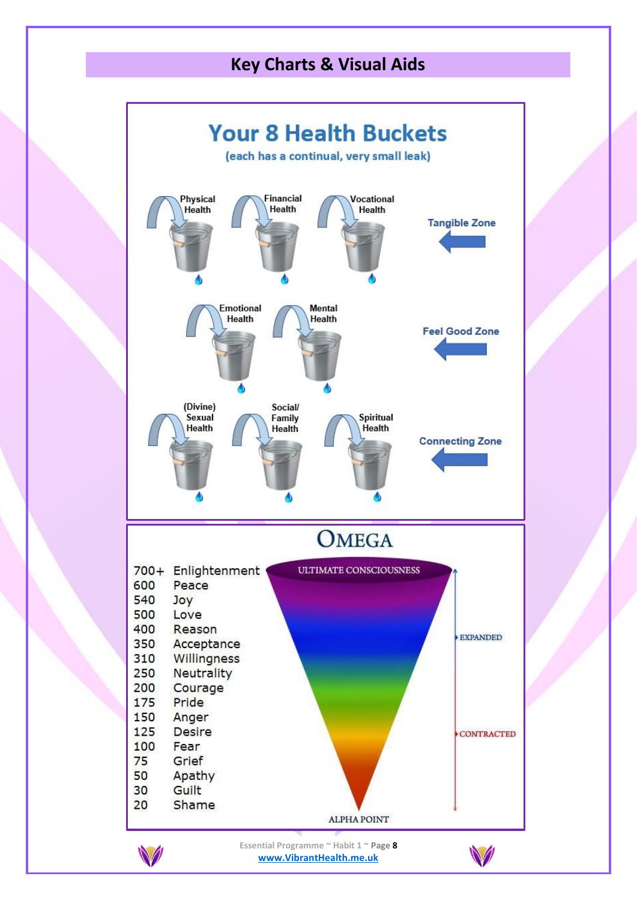## Key Charts & Visual Aids

### Your 8 Health Buckets

(each has a continual, very small leak)

Physical Health

Financial Health

Vocational Health

Tangible Zone

Emotional Health

Mental Health

Feel Good Zone

(Divine) Sexual Health

Social/ Family Health

Spiritual Health

Connecting Zone

### OMEGA

700+ Enlightenment
600 Peace
540 Joy
500 Love
400 Reason
350 Acceptance
310 Willingness
250 Neutrality
200 Courage
175 Pride
150 Anger
125 Desire
100 Fear
75 Grief
50 Apathy
30 Guilt
20 Shame

ULTIMATE CONSCIOUSNESS

EXPANDED

CONTRACTED

ALPHA POINT

Essential Programme ~ Habit 1 ~ Page 8
www.VibrantHealth.me.uk